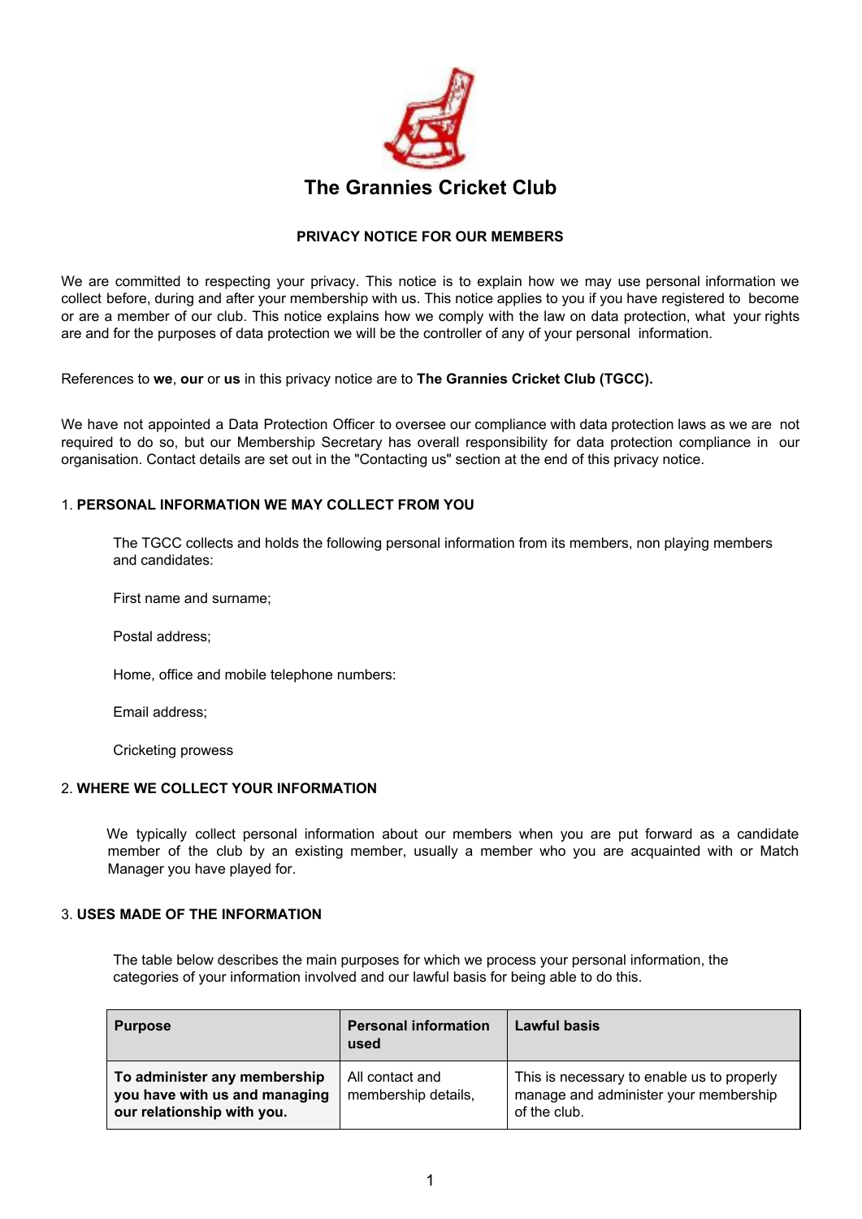# The Grannies Cricket Club

**PRIVACY NOTICE FOR OUR MEMBERS**

We are committed to respecting your privacy. This notice is to explain how we may use personal information we collect before, during and after your membership with us. This notice applies to you if you have registered to become or are a member of our club. This notice explains how we comply with the law on data protection, what your rights are and for the purposes of data protection we will be the controller of any of your personal information.

References to **we**, **our** or **us** in this privacy notice are to **The Grannies Cricket Club (TGCC).**

We have not appointed a Data Protection Officer to oversee our compliance with data protection laws as we are not required to do so, but our Membership Secretary has overall responsibility for data protection compliance in our organisation. Contact details are set out in the "Contacting us" section at the end of this privacy notice.

## 1. PERSONAL INFORMATION WE MAY COLLECT FROM YOU

The TGCC collects and holds the following personal information from its members, non playing members and candidates:

First name and surname;

Postal address;

Home, office and mobile telephone numbers:

Email address;

Cricketing prowess

## 2. WHERE WE COLLECT YOUR INFORMATION

We typically collect personal information about our members when you are put forward as a candidate member of the club by an existing member, usually a member who you are acquainted with or Match Manager you have played for.

## 3. USES MADE OF THE INFORMATION

The table below describes the main purposes for which we process your personal information, the categories of your information involved and our lawful basis for being able to do this.

| Purpose | Personal information used | Lawful basis |
|---|---|---|
| **To administer any membership you have with us and managing our relationship with you.** | All contact and membership details, | This is necessary to enable us to properly manage and administer your membership of the club. |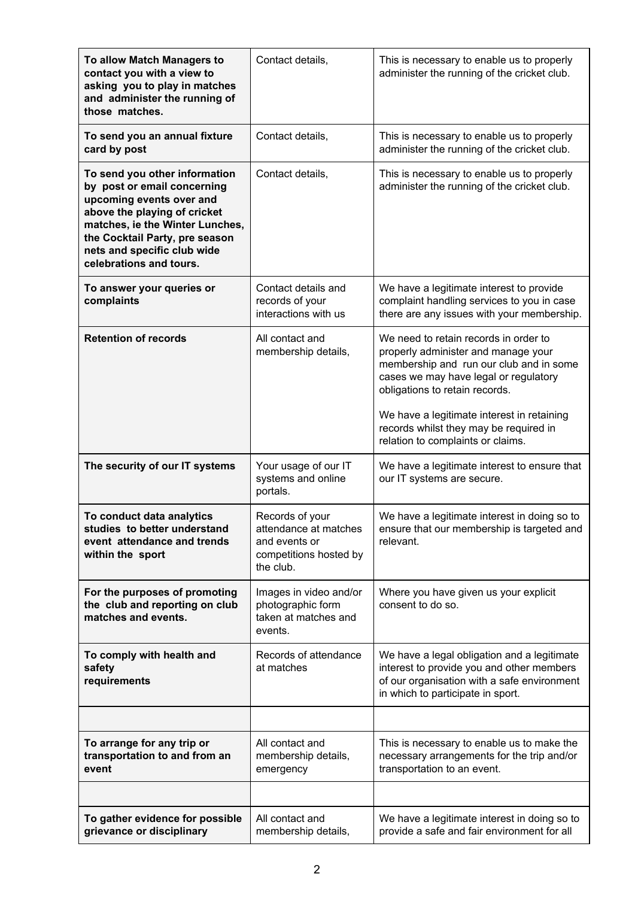| **To allow Match Managers to contact you with a view to asking you to play in matches and administer the running of those matches.** | Contact details, | This is necessary to enable us to properly administer the running of the cricket club. |
|---|---|---|
| **To send you an annual fixture card by post** | Contact details, | This is necessary to enable us to properly administer the running of the cricket club. |
| **To send you other information by post or email concerning upcoming events over and above the playing of cricket matches, ie the Winter Lunches, the Cocktail Party, pre season nets and specific club wide celebrations and tours.** | Contact details, | This is necessary to enable us to properly administer the running of the cricket club. |
| **To answer your queries or complaints** | Contact details and records of your interactions with us | We have a legitimate interest to provide complaint handling services to you in case there are any issues with your membership. |
| **Retention of records** | All contact and membership details, | We need to retain records in order to properly administer and manage your membership and run our club and in some cases we may have legal or regulatory obligations to retain records.<br><br>We have a legitimate interest in retaining records whilst they may be required in relation to complaints or claims. |
| **The security of our IT systems** | Your usage of our IT systems and online portals. | We have a legitimate interest to ensure that our IT systems are secure. |
| **To conduct data analytics studies to better understand event attendance and trends within the sport** | Records of your attendance at matches and events or competitions hosted by the club. | We have a legitimate interest in doing so to ensure that our membership is targeted and relevant. |
| **For the purposes of promoting the club and reporting on club matches and events.** | Images in video and/or photographic form taken at matches and events. | Where you have given us your explicit consent to do so. |
| **To comply with health and safety requirements** | Records of attendance at matches | We have a legal obligation and a legitimate interest to provide you and other members of our organisation with a safe environment in which to participate in sport. |
| | | |
| **To arrange for any trip or transportation to and from an event** | All contact and membership details, emergency | This is necessary to enable us to make the necessary arrangements for the trip and/or transportation to an event. |
| | | |
| **To gather evidence for possible grievance or disciplinary** | All contact and membership details, | We have a legitimate interest in doing so to provide a safe and fair environment for all |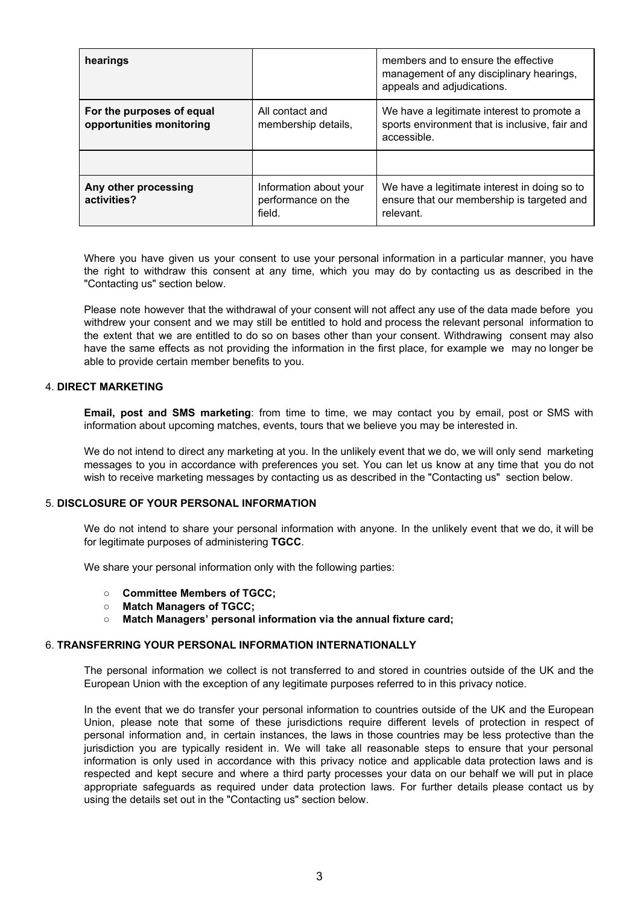| hearings | | members and to ensure the effective management of any disciplinary hearings, appeals and adjudications. |
|---|---|---|
| **For the purposes of equal opportunities monitoring** | All contact and membership details, | We have a legitimate interest to promote a sports environment that is inclusive, fair and accessible. |
| | | |
| **Any other processing activities?** | Information about your performance on the field. | We have a legitimate interest in doing so to ensure that our membership is targeted and relevant. |

Where you have given us your consent to use your personal information in a particular manner, you have the right to withdraw this consent at any time, which you may do by contacting us as described in the "Contacting us" section below.

Please note however that the withdrawal of your consent will not affect any use of the data made before you withdrew your consent and we may still be entitled to hold and process the relevant personal information to the extent that we are entitled to do so on bases other than your consent. Withdrawing consent may also have the same effects as not providing the information in the first place, for example we may no longer be able to provide certain member benefits to you.

## 4. DIRECT MARKETING

**Email, post and SMS marketing**: from time to time, we may contact you by email, post or SMS with information about upcoming matches, events, tours that we believe you may be interested in.

We do not intend to direct any marketing at you. In the unlikely event that we do, we will only send marketing messages to you in accordance with preferences you set. You can let us know at any time that you do not wish to receive marketing messages by contacting us as described in the "Contacting us" section below.

## 5. DISCLOSURE OF YOUR PERSONAL INFORMATION

We do not intend to share your personal information with anyone. In the unlikely event that we do, it will be for legitimate purposes of administering **TGCC**.

We share your personal information only with the following parties:

- **Committee Members of TGCC;**
- **Match Managers of TGCC;**
- **Match Managers' personal information via the annual fixture card;**

## 6. TRANSFERRING YOUR PERSONAL INFORMATION INTERNATIONALLY

The personal information we collect is not transferred to and stored in countries outside of the UK and the European Union with the exception of any legitimate purposes referred to in this privacy notice.

In the event that we do transfer your personal information to countries outside of the UK and the European Union, please note that some of these jurisdictions require different levels of protection in respect of personal information and, in certain instances, the laws in those countries may be less protective than the jurisdiction you are typically resident in. We will take all reasonable steps to ensure that your personal information is only used in accordance with this privacy notice and applicable data protection laws and is respected and kept secure and where a third party processes your data on our behalf we will put in place appropriate safeguards as required under data protection laws. For further details please contact us by using the details set out in the "Contacting us" section below.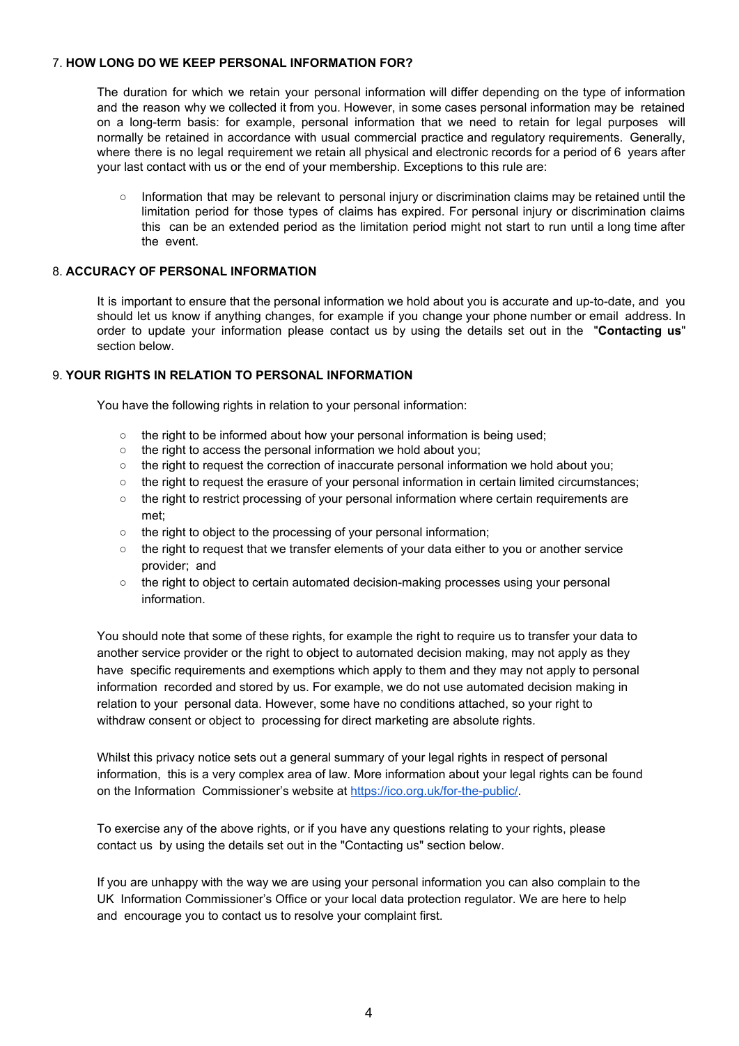## 7. **HOW LONG DO WE KEEP PERSONAL INFORMATION FOR?**

The duration for which we retain your personal information will differ depending on the type of information and the reason why we collected it from you. However, in some cases personal information may be retained on a long-term basis: for example, personal information that we need to retain for legal purposes will normally be retained in accordance with usual commercial practice and regulatory requirements. Generally, where there is no legal requirement we retain all physical and electronic records for a period of 6 years after your last contact with us or the end of your membership. Exceptions to this rule are:

- Information that may be relevant to personal injury or discrimination claims may be retained until the limitation period for those types of claims has expired. For personal injury or discrimination claims this can be an extended period as the limitation period might not start to run until a long time after the event.

## 8. **ACCURACY OF PERSONAL INFORMATION**

It is important to ensure that the personal information we hold about you is accurate and up-to-date, and you should let us know if anything changes, for example if you change your phone number or email address. In order to update your information please contact us by using the details set out in the "**Contacting us**" section below.

## 9. **YOUR RIGHTS IN RELATION TO PERSONAL INFORMATION**

You have the following rights in relation to your personal information:

- the right to be informed about how your personal information is being used;
- the right to access the personal information we hold about you;
- the right to request the correction of inaccurate personal information we hold about you;
- the right to request the erasure of your personal information in certain limited circumstances;
- the right to restrict processing of your personal information where certain requirements are met;
- the right to object to the processing of your personal information;
- the right to request that we transfer elements of your data either to you or another service provider; and
- the right to object to certain automated decision-making processes using your personal information.

You should note that some of these rights, for example the right to require us to transfer your data to another service provider or the right to object to automated decision making, may not apply as they have specific requirements and exemptions which apply to them and they may not apply to personal information recorded and stored by us. For example, we do not use automated decision making in relation to your personal data. However, some have no conditions attached, so your right to withdraw consent or object to processing for direct marketing are absolute rights.

Whilst this privacy notice sets out a general summary of your legal rights in respect of personal information, this is a very complex area of law. More information about your legal rights can be found on the Information Commissioner's website at [https://ico.org.uk/for-the-public/](https://ico.org.uk/for-the-public/).

To exercise any of the above rights, or if you have any questions relating to your rights, please contact us by using the details set out in the "Contacting us" section below.

If you are unhappy with the way we are using your personal information you can also complain to the UK Information Commissioner's Office or your local data protection regulator. We are here to help and encourage you to contact us to resolve your complaint first.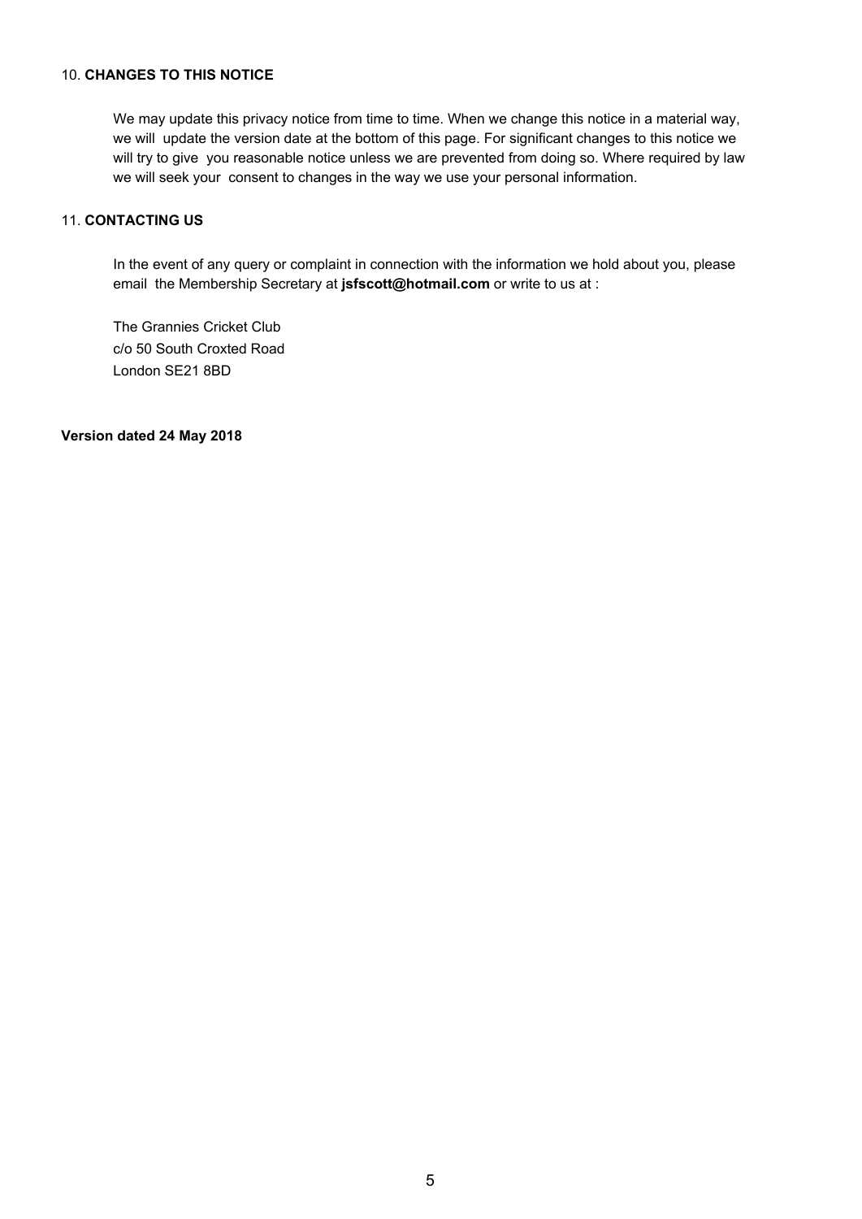## 10. **CHANGES TO THIS NOTICE**

We may update this privacy notice from time to time. When we change this notice in a material way, we will update the version date at the bottom of this page. For significant changes to this notice we will try to give you reasonable notice unless we are prevented from doing so. Where required by law we will seek your consent to changes in the way we use your personal information.

## 11. **CONTACTING US**

In the event of any query or complaint in connection with the information we hold about you, please email the Membership Secretary at **jsfscott@hotmail.com** or write to us at :

The Grannies Cricket Club
c/o 50 South Croxted Road
London SE21 8BD

**Version dated 24 May 2018**